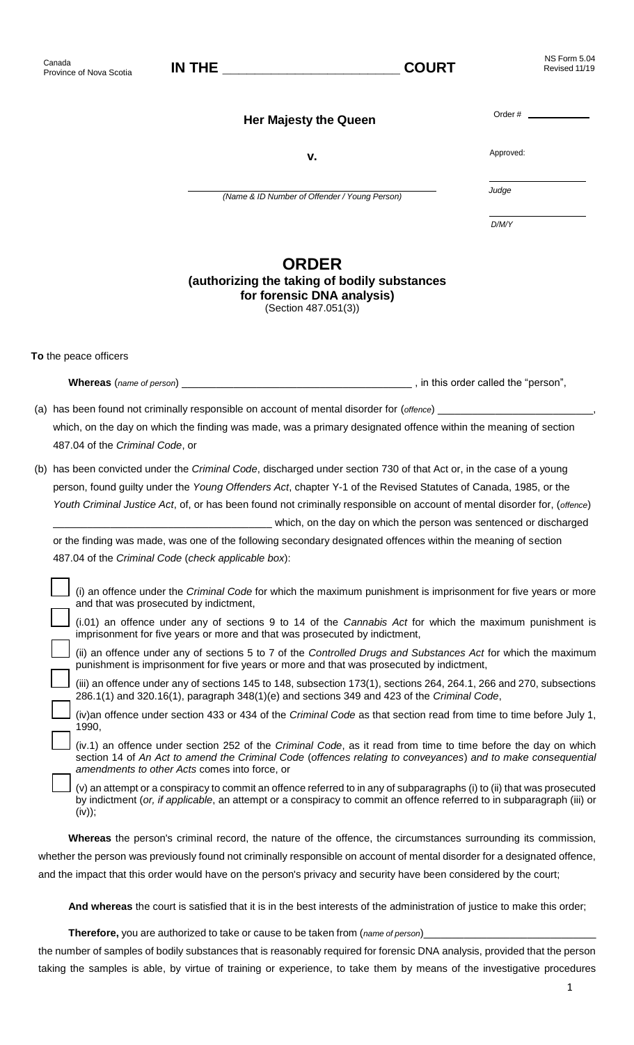Canada
Province of Nova Scotia

**IN THE \_\_\_\_\_\_\_\_\_\_\_\_\_\_\_\_\_\_\_\_\_\_\_\_ COURT**

NS Form 5.04
Revised 11/19

**Her Majesty the Queen**

**v.**

\_\_\_\_\_\_\_\_\_\_\_\_\_\_\_\_\_\_\_\_\_\_\_\_\_\_\_\_\_\_\_\_\_\_\_\_\_\_
*(Name & ID Number of Offender / Young Person)*

Order # \_\_\_\_\_\_\_\_\_\_

Approved:

\_\_\_\_\_\_\_\_\_\_\_\_\_\_
*Judge*

\_\_\_\_\_\_\_\_\_\_\_\_\_\_
*D/M/Y*

# ORDER

## (authorizing the taking of bodily substances for forensic DNA analysis)

(Section 487.051(3))

**To** the peace officers

**Whereas** (*name of person*) \_\_\_\_\_\_\_\_\_\_\_\_\_\_\_\_\_\_\_\_\_\_\_\_\_\_\_\_\_\_\_\_\_\_\_\_\_\_ , in this order called the "person",

(a) has been found not criminally responsible on account of mental disorder for (*offence*) \_\_\_\_\_\_\_\_\_\_\_\_\_\_\_\_\_\_\_\_\_\_\_\_\_\_, which, on the day on which the finding was made, was a primary designated offence within the meaning of section 487.04 of the *Criminal Code*, or

(b) has been convicted under the *Criminal Code*, discharged under section 730 of that Act or, in the case of a young person, found guilty under the *Young Offenders Act*, chapter Y-1 of the Revised Statutes of Canada, 1985, or the *Youth Criminal Justice Act*, of, or has been found not criminally responsible on account of mental disorder for, (*offence*) \_\_\_\_\_\_\_\_\_\_\_\_\_\_\_\_\_\_\_\_\_\_\_\_\_\_\_\_\_\_\_\_\_\_\_\_\_\_ which, on the day on which the person was sentenced or discharged or the finding was made, was one of the following secondary designated offences within the meaning of section 487.04 of the *Criminal Code* (*check applicable box*):

- ☐ (i) an offence under the *Criminal Code* for which the maximum punishment is imprisonment for five years or more and that was prosecuted by indictment,
- ☐ (i.01) an offence under any of sections 9 to 14 of the *Cannabis Act* for which the maximum punishment is imprisonment for five years or more and that was prosecuted by indictment,
- ☐ (ii) an offence under any of sections 5 to 7 of the *Controlled Drugs and Substances Act* for which the maximum punishment is imprisonment for five years or more and that was prosecuted by indictment,
- ☐ (iii) an offence under any of sections 145 to 148, subsection 173(1), sections 264, 264.1, 266 and 270, subsections 286.1(1) and 320.16(1), paragraph 348(1)(e) and sections 349 and 423 of the *Criminal Code*,
- ☐ (iv)an offence under section 433 or 434 of the *Criminal Code* as that section read from time to time before July 1, 1990,
- ☐ (iv.1) an offence under section 252 of the *Criminal Code*, as it read from time to time before the day on which section 14 of *An Act to amend the Criminal Code* (*offences relating to conveyances*) *and to make consequential amendments to other Acts* comes into force, or
- ☐ (v) an attempt or a conspiracy to commit an offence referred to in any of subparagraphs (i) to (ii) that was prosecuted by indictment (*or, if applicable*, an attempt or a conspiracy to commit an offence referred to in subparagraph (iii) or (iv));

**Whereas** the person's criminal record, the nature of the offence, the circumstances surrounding its commission, whether the person was previously found not criminally responsible on account of mental disorder for a designated offence, and the impact that this order would have on the person's privacy and security have been considered by the court;

**And whereas** the court is satisfied that it is in the best interests of the administration of justice to make this order;

**Therefore,** you are authorized to take or cause to be taken from (*name of person*) \_\_\_\_\_\_\_\_\_\_\_\_\_\_\_\_\_\_\_\_\_\_\_\_\_\_\_\_\_\_ the number of samples of bodily substances that is reasonably required for forensic DNA analysis, provided that the person taking the samples is able, by virtue of training or experience, to take them by means of the investigative procedures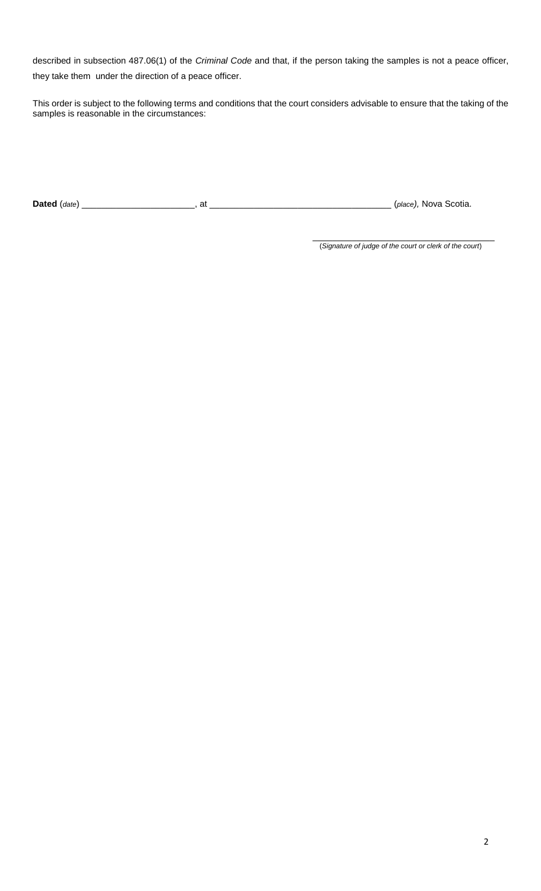described in subsection 487.06(1) of the *Criminal Code* and that, if the person taking the samples is not a peace officer, they take them under the direction of a peace officer.

This order is subject to the following terms and conditions that the court considers advisable to ensure that the taking of the samples is reasonable in the circumstances:

**Dated** (*date*) ______________________, at ___________________________________ (*place*), Nova Scotia.

_________________________________________
(*Signature of judge of the court or clerk of the court*)